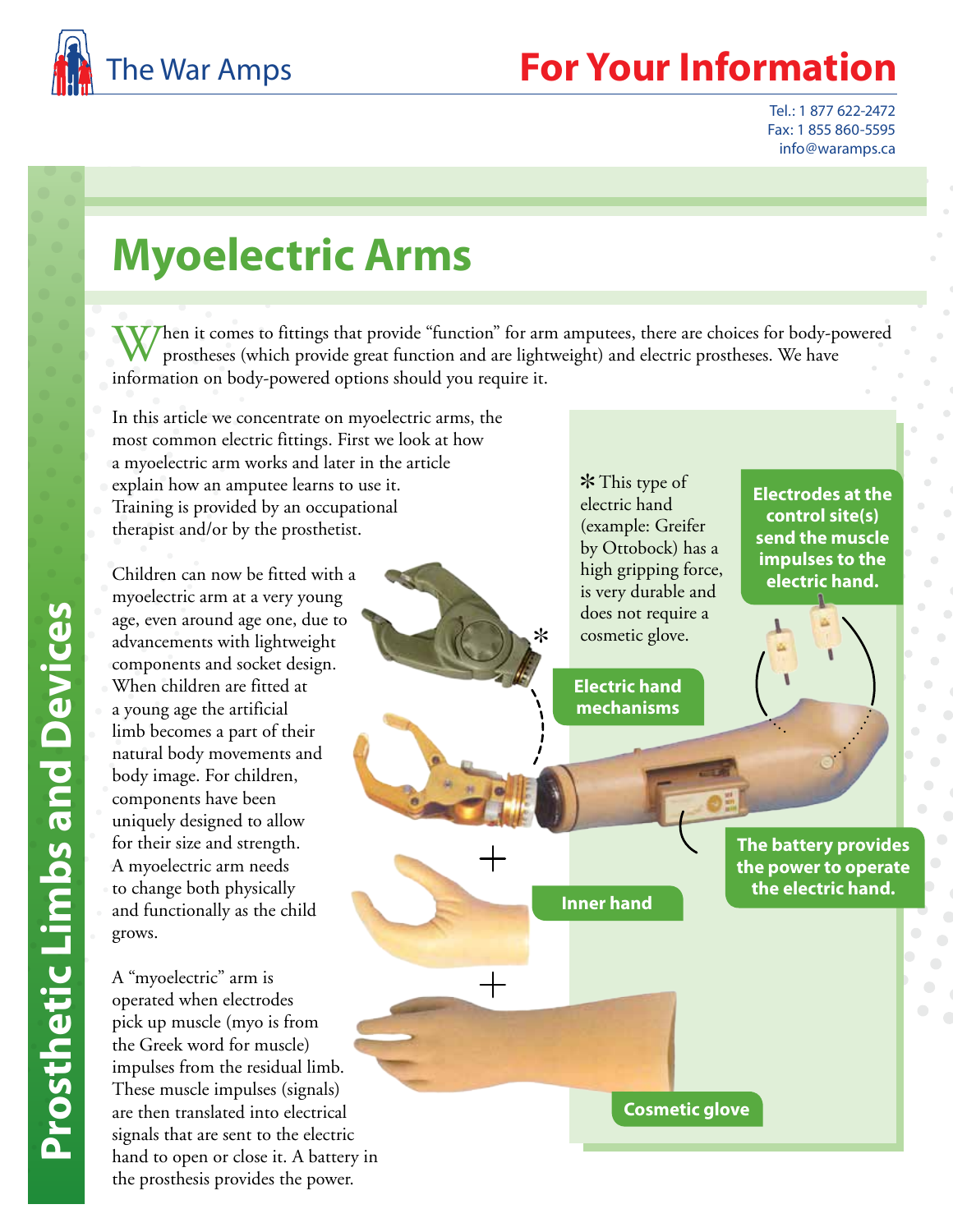# Myoelectric Arms

When it comes to fittings that provide "function" for arm amputees, there are choices for body-powered prostheses (which provide great function and are lightweight) and electric prostheses. We have information on body-powered options should you require it.

In this article we concentrate on myoelectric arms, the most common electric fittings. First we look at how a myoelectric arm works and later in the article explain how an amputee learns to use it. Training is provided by an occupational therapist and/or by the prosthetist.

Children can now be fitted with a myoelectric arm at a very young age, even around age one, due to advancements with lightweight components and socket design. When children are fitted at a young age the artificial limb becomes a part of their natural body movements and body image. For children, components have been uniquely designed to allow for their size and strength. A myoelectric arm needs to change both physically and functionally as the child grows.

A "myoelectric" arm is operated when electrodes pick up muscle (myo is from the Greek word for muscle) impulses from the residual limb. These muscle impulses (signals) are then translated into electrical signals that are sent to the electric hand to open or close it. A battery in the prosthesis provides the power.

✻ This type of electric hand (example: Greifer by Ottobock) has a high gripping force, is very durable and does not require a cosmetic glove.

**Electrodes at the control site(s) send the muscle impulses to the electric hand.**

**Electric hand mechanisms**

**The battery provides the power to operate the electric hand.**

**Inner hand**

**Cosmetic glove**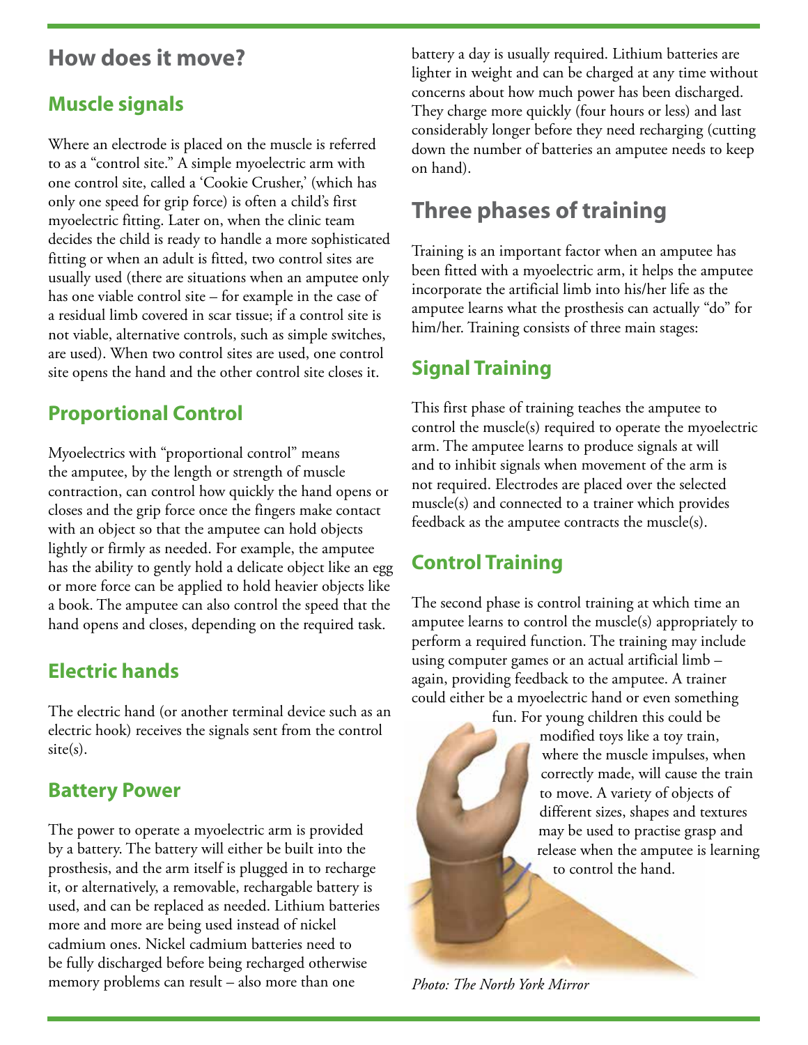# How does it move?

## Muscle signals

Where an electrode is placed on the muscle is referred to as a "control site." A simple myoelectric arm with one control site, called a 'Cookie Crusher,' (which has only one speed for grip force) is often a child's first myoelectric fitting. Later on, when the clinic team decides the child is ready to handle a more sophisticated fitting or when an adult is fitted, two control sites are usually used (there are situations when an amputee only has one viable control site – for example in the case of a residual limb covered in scar tissue; if a control site is not viable, alternative controls, such as simple switches, are used). When two control sites are used, one control site opens the hand and the other control site closes it.

## Proportional Control

Myoelectrics with "proportional control" means the amputee, by the length or strength of muscle contraction, can control how quickly the hand opens or closes and the grip force once the fingers make contact with an object so that the amputee can hold objects lightly or firmly as needed. For example, the amputee has the ability to gently hold a delicate object like an egg or more force can be applied to hold heavier objects like a book. The amputee can also control the speed that the hand opens and closes, depending on the required task.

## Electric hands

The electric hand (or another terminal device such as an electric hook) receives the signals sent from the control site(s).

## Battery Power

The power to operate a myoelectric arm is provided by a battery. The battery will either be built into the prosthesis, and the arm itself is plugged in to recharge it, or alternatively, a removable, rechargable battery is used, and can be replaced as needed. Lithium batteries more and more are being used instead of nickel cadmium ones. Nickel cadmium batteries need to be fully discharged before being recharged otherwise memory problems can result – also more than one battery a day is usually required. Lithium batteries are lighter in weight and can be charged at any time without concerns about how much power has been discharged. They charge more quickly (four hours or less) and last considerably longer before they need recharging (cutting down the number of batteries an amputee needs to keep on hand).

# Three phases of training

Training is an important factor when an amputee has been fitted with a myoelectric arm, it helps the amputee incorporate the artificial limb into his/her life as the amputee learns what the prosthesis can actually "do" for him/her. Training consists of three main stages:

## Signal Training

This first phase of training teaches the amputee to control the muscle(s) required to operate the myoelectric arm. The amputee learns to produce signals at will and to inhibit signals when movement of the arm is not required. Electrodes are placed over the selected muscle(s) and connected to a trainer which provides feedback as the amputee contracts the muscle(s).

## Control Training

The second phase is control training at which time an amputee learns to control the muscle(s) appropriately to perform a required function. The training may include using computer games or an actual artificial limb – again, providing feedback to the amputee. A trainer could either be a myoelectric hand or even something fun. For young children this could be modified toys like a toy train, where the muscle impulses, when correctly made, will cause the train to move. A variety of objects of different sizes, shapes and textures may be used to practise grasp and release when the amputee is learning to control the hand.

*Photo: The North York Mirror*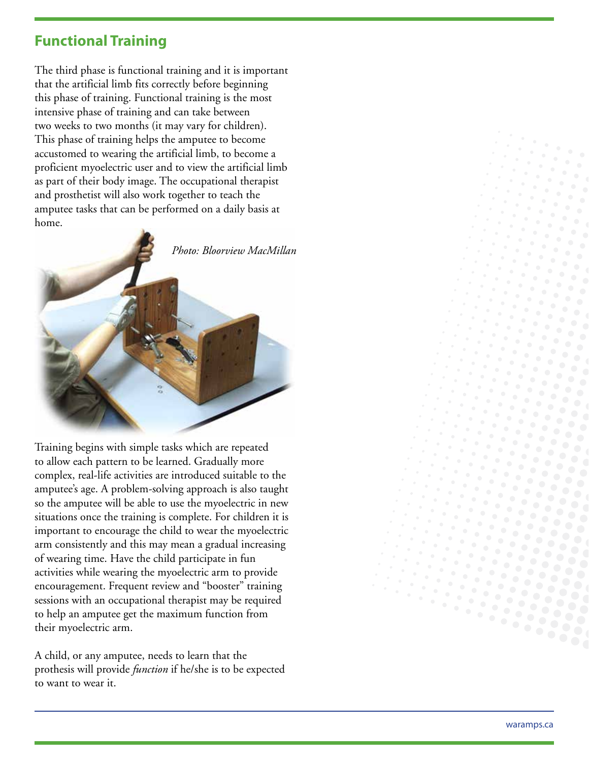## Functional Training

The third phase is functional training and it is important that the artificial limb fits correctly before beginning this phase of training. Functional training is the most intensive phase of training and can take between two weeks to two months (it may vary for children). This phase of training helps the amputee to become accustomed to wearing the artificial limb, to become a proficient myoelectric user and to view the artificial limb as part of their body image. The occupational therapist and prosthetist will also work together to teach the amputee tasks that can be performed on a daily basis at home.

*Photo: Bloorview MacMillan*

Training begins with simple tasks which are repeated to allow each pattern to be learned. Gradually more complex, real-life activities are introduced suitable to the amputee's age. A problem-solving approach is also taught so the amputee will be able to use the myoelectric in new situations once the training is complete. For children it is important to encourage the child to wear the myoelectric arm consistently and this may mean a gradual increasing of wearing time. Have the child participate in fun activities while wearing the myoelectric arm to provide encouragement. Frequent review and "booster" training sessions with an occupational therapist may be required to help an amputee get the maximum function from their myoelectric arm.

A child, or any amputee, needs to learn that the prothesis will provide *function* if he/she is to be expected to want to wear it.